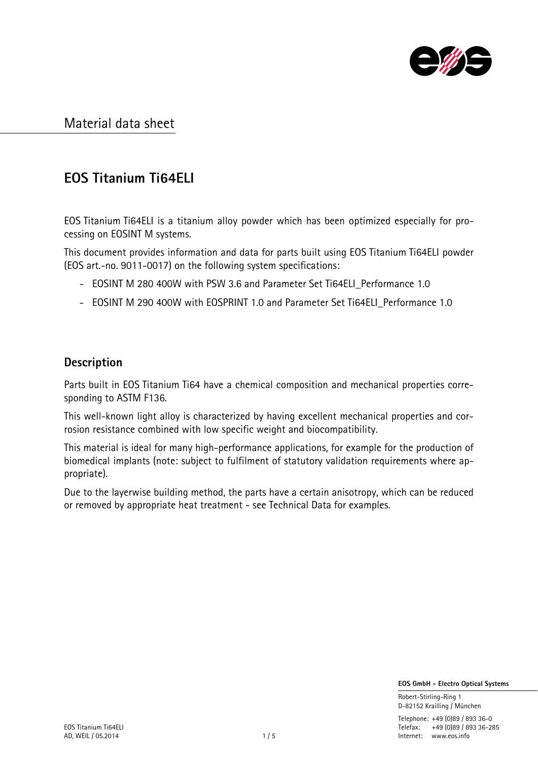# Material data sheet

## EOS Titanium Ti64ELI

EOS Titanium Ti64ELI is a titanium alloy powder which has been optimized especially for processing on EOSINT M systems.

This document provides information and data for parts built using EOS Titanium Ti64ELI powder (EOS art.-no. 9011-0017) on the following system specifications:

- EOSINT M 280 400W with PSW 3.6 and Parameter Set Ti64ELI_Performance 1.0
- EOSINT M 290 400W with EOSPRINT 1.0 and Parameter Set Ti64ELI_Performance 1.0

### Description

Parts built in EOS Titanium Ti64 have a chemical composition and mechanical properties corresponding to ASTM F136.

This well-known light alloy is characterized by having excellent mechanical properties and corrosion resistance combined with low specific weight and biocompatibility.

This material is ideal for many high-performance applications, for example for the production of biomedical implants (note: subject to fulfilment of statutory validation requirements where appropriate).

Due to the layerwise building method, the parts have a certain anisotropy, which can be reduced or removed by appropriate heat treatment - see Technical Data for examples.

**EOS GmbH - Electro Optical Systems**

Robert-Stirling-Ring 1
D-82152 Krailling / München

Telephone: +49 (0)89 / 893 36-0
Telefax: +49 (0)89 / 893 36-285
Internet: www.eos.info

EOS Titanium Ti64ELI
AD, WEIL / 05.2014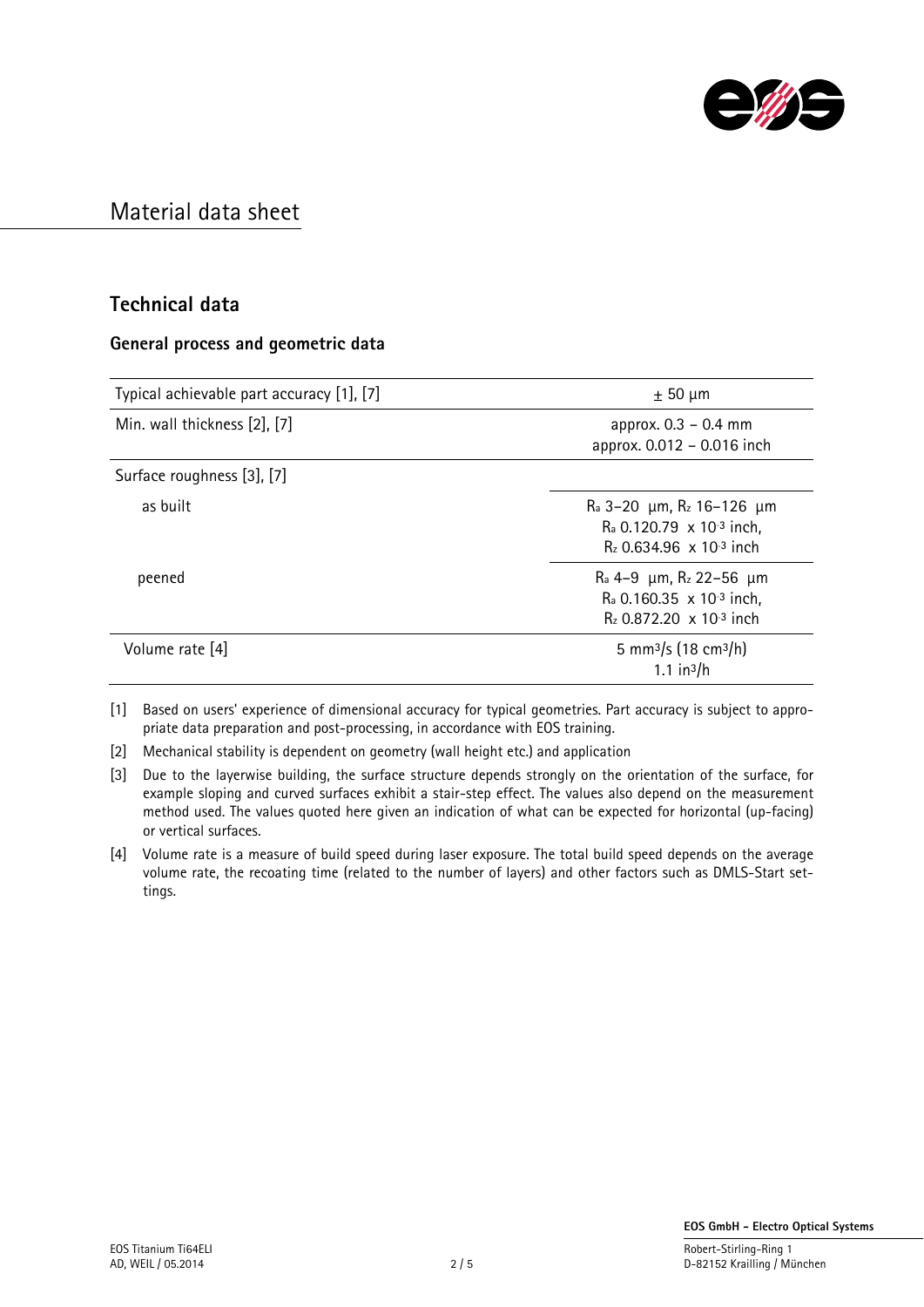# Material data sheet

## Technical data

### General process and geometric data

| | |
|---|---|
| Typical achievable part accuracy [1], [7] | $\pm$ 50 µm |
| Min. wall thickness [2], [7] | approx. 0.3 – 0.4 mm<br>approx. 0.012 – 0.016 inch |
| Surface roughness [3], [7] | |
| as built | $R_a$ 3–20 µm, $R_z$ 16–126 µm<br>$R_a$ 0.120.79 x $10^{-3}$ inch,<br>$R_z$ 0.634.96 x $10^{-3}$ inch |
| peened | $R_a$ 4–9 µm, $R_z$ 22–56 µm<br>$R_a$ 0.160.35 x $10^{-3}$ inch,<br>$R_z$ 0.872.20 x $10^{-3}$ inch |
| Volume rate [4] | 5 $mm^3/s$ (18 $cm^3/h$)<br>1.1 $in^3/h$ |

[1] Based on users' experience of dimensional accuracy for typical geometries. Part accuracy is subject to appropriate data preparation and post-processing, in accordance with EOS training.

[2] Mechanical stability is dependent on geometry (wall height etc.) and application

[3] Due to the layerwise building, the surface structure depends strongly on the orientation of the surface, for example sloping and curved surfaces exhibit a stair-step effect. The values also depend on the measurement method used. The values quoted here given an indication of what can be expected for horizontal (up-facing) or vertical surfaces.

[4] Volume rate is a measure of build speed during laser exposure. The total build speed depends on the average volume rate, the recoating time (related to the number of layers) and other factors such as DMLS-Start settings.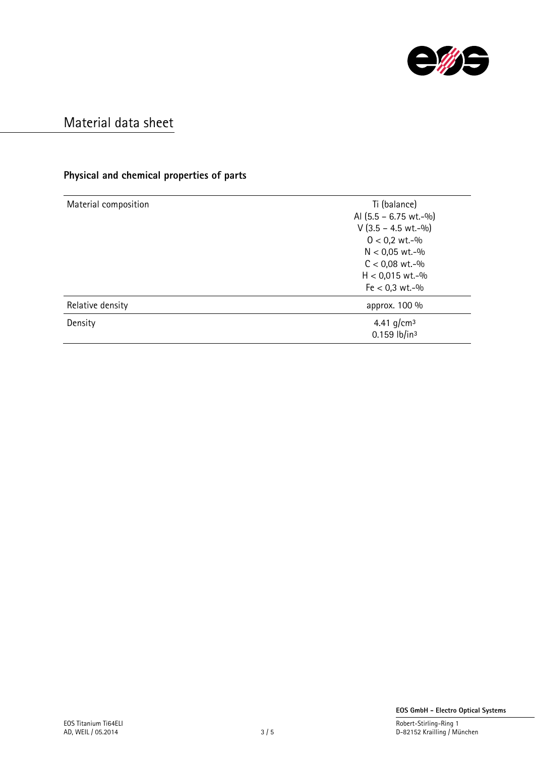# Material data sheet

## Physical and chemical properties of parts

| | |
|---|---|
| Material composition | Ti (balance)<br>Al (5.5 – 6.75 wt.-%)<br>V (3.5 – 4.5 wt.-%)<br>O < 0,2 wt.-%<br>N < 0,05 wt.-%<br>C < 0,08 wt.-%<br>H < 0,015 wt.-%<br>Fe < 0,3 wt.-% |
| Relative density | approx. 100 % |
| Density | 4.41 g/cm³<br>0.159 lb/in³ |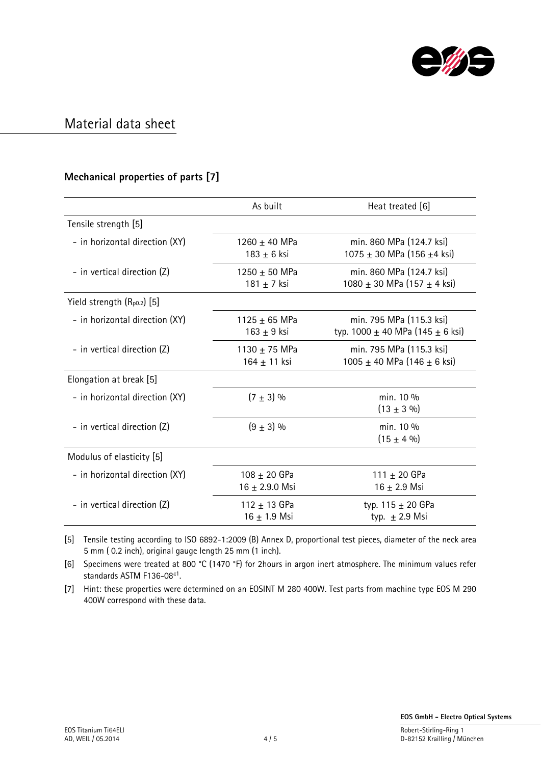# Material data sheet

## Mechanical properties of parts [7]

| | As built | Heat treated [6] |
|---|---|---|
| Tensile strength [5] | | |
| - in horizontal direction (XY) | 1260 ± 40 MPa<br>183 ± 6 ksi | min. 860 MPa (124.7 ksi)<br>1075 ± 30 MPa (156 ±4 ksi) |
| - in vertical direction (Z) | 1250 ± 50 MPa<br>181 ± 7 ksi | min. 860 MPa (124.7 ksi)<br>1080 ± 30 MPa (157 ± 4 ksi) |
| Yield strength ($R_{p0.2}$) [5] | | |
| - in horizontal direction (XY) | 1125 ± 65 MPa<br>163 ± 9 ksi | min. 795 MPa (115.3 ksi)<br>typ. 1000 ± 40 MPa (145 ± 6 ksi) |
| - in vertical direction (Z) | 1130 ± 75 MPa<br>164 ± 11 ksi | min. 795 MPa (115.3 ksi)<br>1005 ± 40 MPa (146 ± 6 ksi) |
| Elongation at break [5] | | |
| - in horizontal direction (XY) | (7 ± 3) % | min. 10 %<br>(13 ± 3 %) |
| - in vertical direction (Z) | (9 ± 3) % | min. 10 %<br>(15 ± 4 %) |
| Modulus of elasticity [5] | | |
| - in horizontal direction (XY) | 108 ± 20 GPa<br>16 ± 2.9.0 Msi | 111 ± 20 GPa<br>16 ± 2.9 Msi |
| - in vertical direction (Z) | 112 ± 13 GPa<br>16 ± 1.9 Msi | typ. 115 ± 20 GPa<br>typ. ± 2.9 Msi |

[5] Tensile testing according to ISO 6892-1:2009 (B) Annex D, proportional test pieces, diameter of the neck area 5 mm ( 0.2 inch), original gauge length 25 mm (1 inch).

[6] Specimens were treated at 800 °C (1470 °F) for 2hours in argon inert atmosphere. The minimum values refer standards ASTM F136-08$^{\varepsilon 1}$.

[7] Hint: these properties were determined on an EOSINT M 280 400W. Test parts from machine type EOS M 290 400W correspond with these data.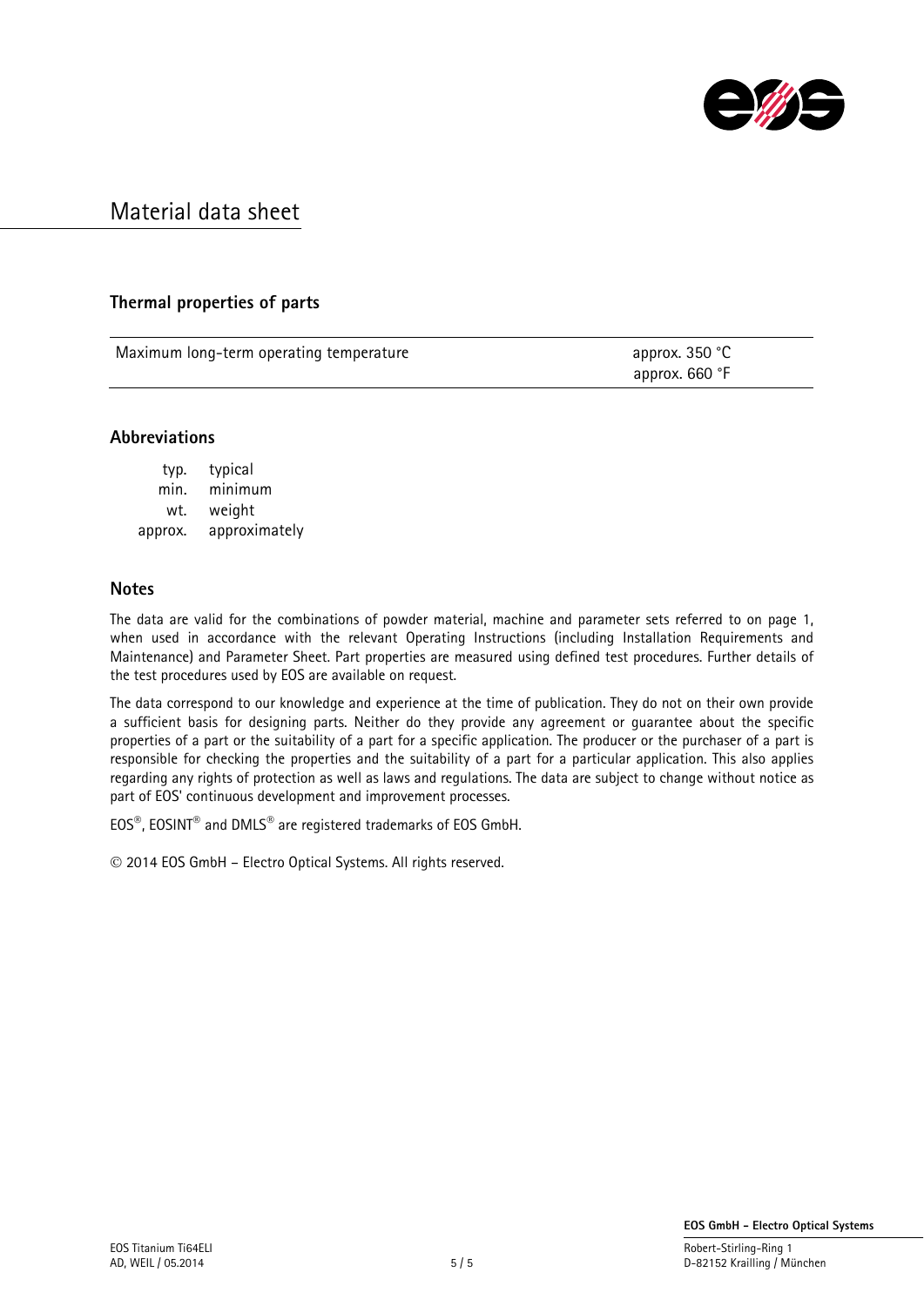# Material data sheet

### Thermal properties of parts

| | |
|---|---|
| Maximum long-term operating temperature | approx. 350 °C<br>approx. 660 °F |

### Abbreviations

| | |
|---|---|
| typ. | typical |
| min. | minimum |
| wt. | weight |
| approx. | approximately |

### Notes

The data are valid for the combinations of powder material, machine and parameter sets referred to on page 1, when used in accordance with the relevant Operating Instructions (including Installation Requirements and Maintenance) and Parameter Sheet. Part properties are measured using defined test procedures. Further details of the test procedures used by EOS are available on request.

The data correspond to our knowledge and experience at the time of publication. They do not on their own provide a sufficient basis for designing parts. Neither do they provide any agreement or guarantee about the specific properties of a part or the suitability of a part for a specific application. The producer or the purchaser of a part is responsible for checking the properties and the suitability of a part for a particular application. This also applies regarding any rights of protection as well as laws and regulations. The data are subject to change without notice as part of EOS' continuous development and improvement processes.

EOS®, EOSINT® and DMLS® are registered trademarks of EOS GmbH.

© 2014 EOS GmbH – Electro Optical Systems. All rights reserved.